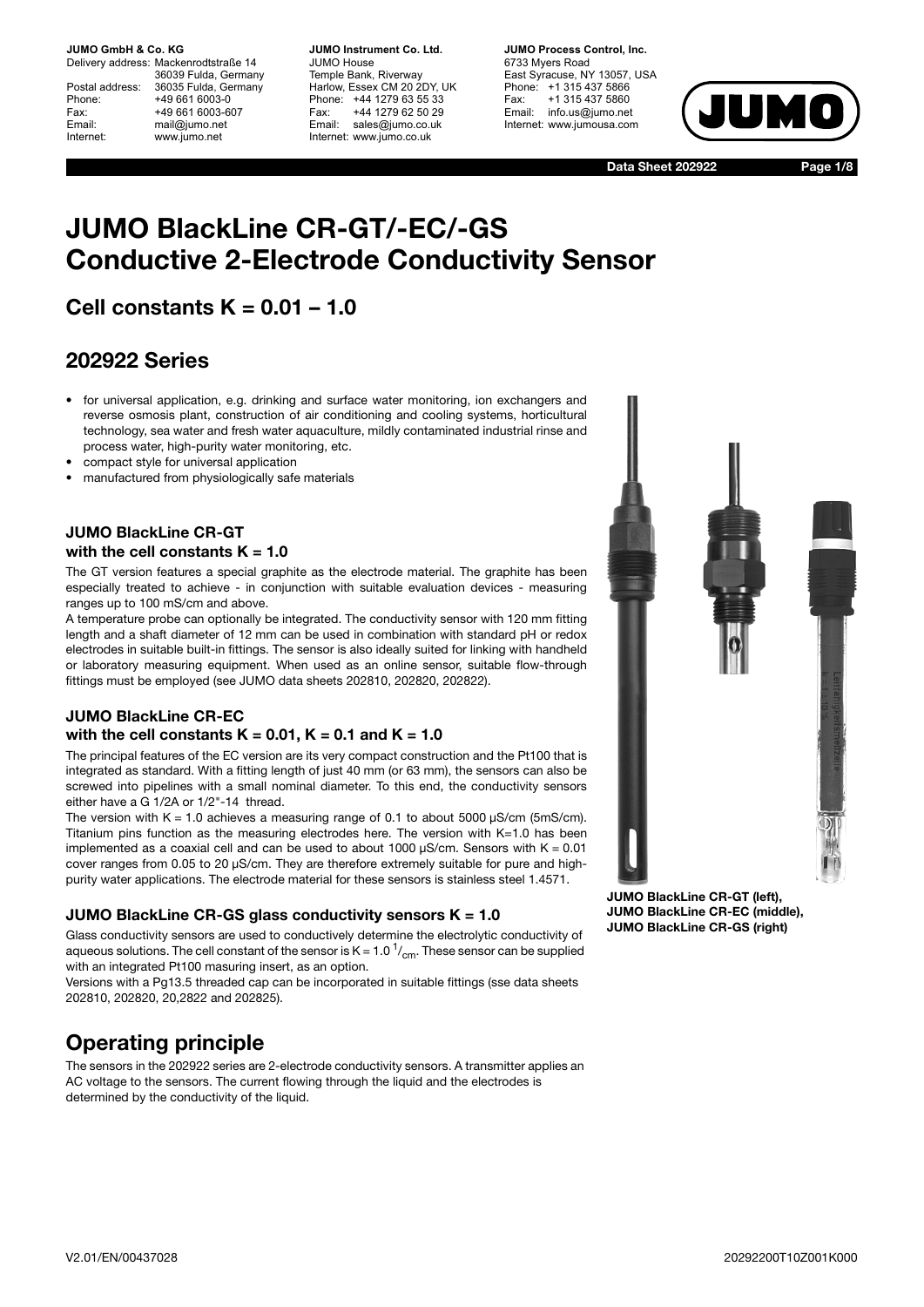**JUMO GmbH & Co. KG**
Delivery address: Mackenrodtstraße 14
36039 Fulda, Germany
Postal address: 36035 Fulda, Germany
Phone: +49 661 6003-0
Fax: +49 661 6003-607
Email: mail@jumo.net
Internet: www.jumo.net

**JUMO Instrument Co. Ltd.**
JUMO House
Temple Bank, Riverway
Harlow, Essex CM 20 2DY, UK
Phone: +44 1279 63 55 33
Fax: +44 1279 62 50 29
Email: sales@jumo.co.uk
Internet: www.jumo.co.uk

**JUMO Process Control, Inc.**
6733 Myers Road
East Syracuse, NY 13057, USA
Phone: +1 315 437 5866
Fax: +1 315 437 5860
Email: info.us@jumo.net
Internet: www.jumousa.com

**Data Sheet 202922**

# JUMO BlackLine CR-GT/-EC/-GS Conductive 2-Electrode Conductivity Sensor

## Cell constants K = 0.01 – 1.0

## 202922 Series

- for universal application, e.g. drinking and surface water monitoring, ion exchangers and reverse osmosis plant, construction of air conditioning and cooling systems, horticultural technology, sea water and fresh water aquaculture, mildly contaminated industrial rinse and process water, high-purity water monitoring, etc.
- compact style for universal application
- manufactured from physiologically safe materials

### JUMO BlackLine CR-GT with the cell constants K = 1.0

The GT version features a special graphite as the electrode material. The graphite has been especially treated to achieve - in conjunction with suitable evaluation devices - measuring ranges up to 100 mS/cm and above.

A temperature probe can optionally be integrated. The conductivity sensor with 120 mm fitting length and a shaft diameter of 12 mm can be used in combination with standard pH or redox electrodes in suitable built-in fittings. The sensor is also ideally suited for linking with handheld or laboratory measuring equipment. When used as an online sensor, suitable flow-through fittings must be employed (see JUMO data sheets 202810, 202820, 202822).

### JUMO BlackLine CR-EC with the cell constants K = 0.01, K = 0.1 and K = 1.0

The principal features of the EC version are its very compact construction and the Pt100 that is integrated as standard. With a fitting length of just 40 mm (or 63 mm), the sensors can also be screwed into pipelines with a small nominal diameter. To this end, the conductivity sensors either have a G 1/2A or 1/2"-14 thread.

The version with K = 1.0 achieves a measuring range of 0.1 to about 5000 µS/cm (5mS/cm). Titanium pins function as the measuring electrodes here. The version with K=1.0 has been implemented as a coaxial cell and can be used to about 1000 µS/cm. Sensors with K = 0.01 cover ranges from 0.05 to 20 µS/cm. They are therefore extremely suitable for pure and high-purity water applications. The electrode material for these sensors is stainless steel 1.4571.

### JUMO BlackLine CR-GS glass conductivity sensors K = 1.0

Glass conductivity sensors are used to conductively determine the electrolytic conductivity of aqueous solutions. The cell constant of the sensor is K = 1.0 $^{1}/_{cm}$. These sensor can be supplied with an integrated Pt100 masuring insert, as an option.

Versions with a Pg13.5 threaded cap can be incorporated in suitable fittings (sse data sheets 202810, 202820, 20,2822 and 202825).

JUMO BlackLine CR-GT (left),
JUMO BlackLine CR-EC (middle),
JUMO BlackLine CR-GS (right)

# Operating principle

The sensors in the 202922 series are 2-electrode conductivity sensors. A transmitter applies an AC voltage to the sensors. The current flowing through the liquid and the electrodes is determined by the conductivity of the liquid.

V2.01/EN/00437028

20292200T10Z001K000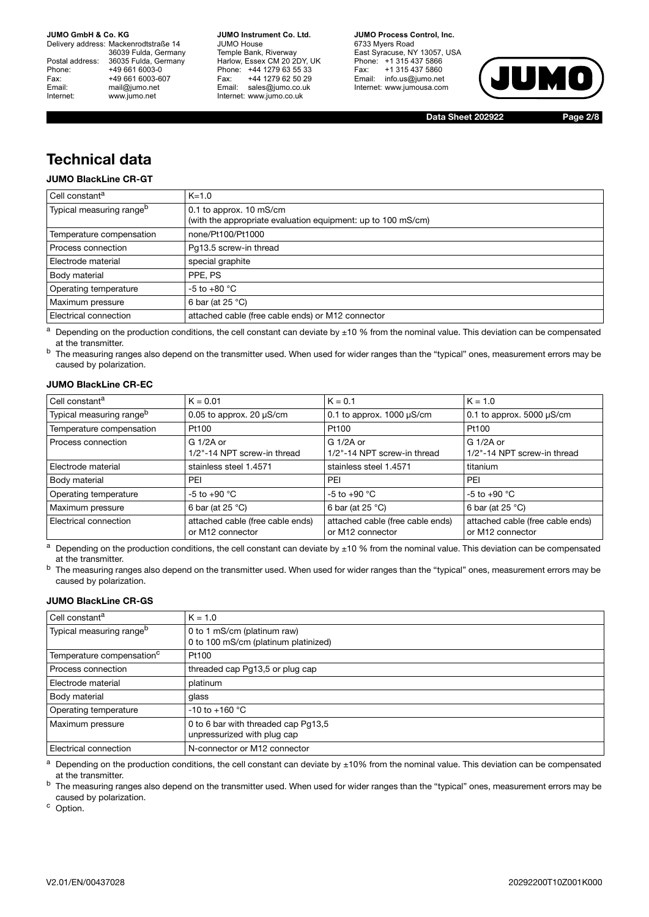# Technical data

### JUMO BlackLine CR-GT

| Cell constant[a] | K=1.0 |
|---|---|
| Typical measuring range[b] | 0.1 to approx. 10 mS/cm<br>(with the appropriate evaluation equipment: up to 100 mS/cm) |
| Temperature compensation | none/Pt100/Pt1000 |
| Process connection | Pg13.5 screw-in thread |
| Electrode material | special graphite |
| Body material | PPE, PS |
| Operating temperature | -5 to +80 °C |
| Maximum pressure | 6 bar (at 25 °C) |
| Electrical connection | attached cable (free cable ends) or M12 connector |

[a] Depending on the production conditions, the cell constant can deviate by ±10 % from the nominal value. This deviation can be compensated at the transmitter.

[b] The measuring ranges also depend on the transmitter used. When used for wider ranges than the "typical" ones, measurement errors may be caused by polarization.

### JUMO BlackLine CR-EC

| Cell constant[a] | K = 0.01 | K = 0.1 | K = 1.0 |
|---|---|---|---|
| Typical measuring range[b] | 0.05 to approx. 20 µS/cm | 0.1 to approx. 1000 µS/cm | 0.1 to approx. 5000 µS/cm |
| Temperature compensation | Pt100 | Pt100 | Pt100 |
| Process connection | G 1/2A or<br>1/2"-14 NPT screw-in thread | G 1/2A or<br>1/2"-14 NPT screw-in thread | G 1/2A or<br>1/2"-14 NPT screw-in thread |
| Electrode material | stainless steel 1.4571 | stainless steel 1.4571 | titanium |
| Body material | PEI | PEI | PEI |
| Operating temperature | -5 to +90 °C | -5 to +90 °C | -5 to +90 °C |
| Maximum pressure | 6 bar (at 25 °C) | 6 bar (at 25 °C) | 6 bar (at 25 °C) |
| Electrical connection | attached cable (free cable ends) or M12 connector | attached cable (free cable ends) or M12 connector | attached cable (free cable ends) or M12 connector |

[a] Depending on the production conditions, the cell constant can deviate by ±10 % from the nominal value. This deviation can be compensated at the transmitter.

[b] The measuring ranges also depend on the transmitter used. When used for wider ranges than the "typical" ones, measurement errors may be caused by polarization.

### JUMO BlackLine CR-GS

| Cell constant[a] | K = 1.0 |
|---|---|
| Typical measuring range[b] | 0 to 1 mS/cm (platinum raw)<br>0 to 100 mS/cm (platinum platinized) |
| Temperature compensation[c] | Pt100 |
| Process connection | threaded cap Pg13,5 or plug cap |
| Electrode material | platinum |
| Body material | glass |
| Operating temperature | -10 to +160 °C |
| Maximum pressure | 0 to 6 bar with threaded cap Pg13,5<br>unpressurized with plug cap |
| Electrical connection | N-connector or M12 connector |

[a] Depending on the production conditions, the cell constant can deviate by ±10% from the nominal value. This deviation can be compensated at the transmitter.

[b] The measuring ranges also depend on the transmitter used. When used for wider ranges than the "typical" ones, measurement errors may be caused by polarization.

[c] Option.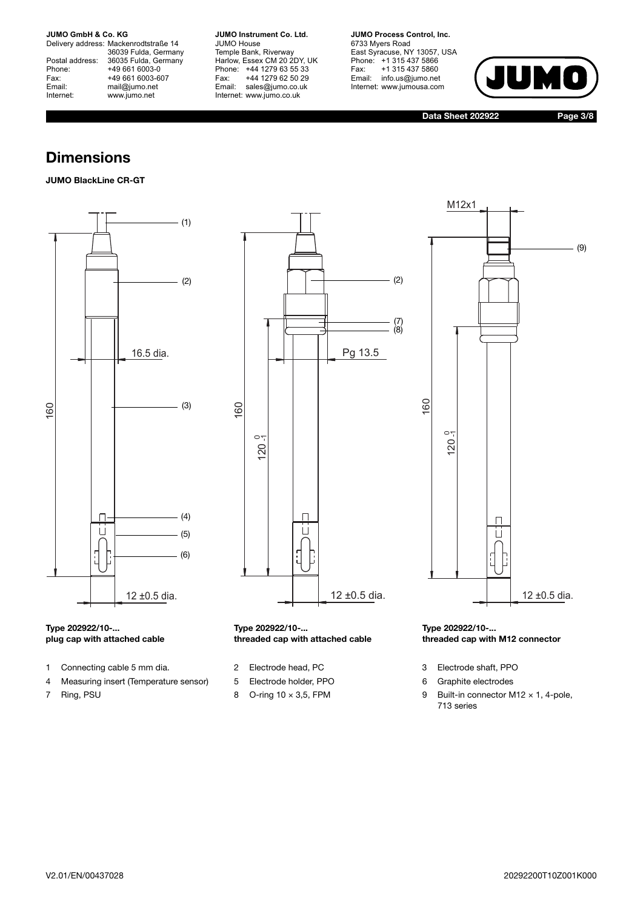# Dimensions

**JUMO BlackLine CR-GT**

**Type 202922/10-...**
**plug cap with attached cable**

**Type 202922/10-...**
**threaded cap with attached cable**

**Type 202922/10-...**
**threaded cap with M12 connector**

1. Connecting cable 5 mm dia.
2. Electrode head, PC
3. Electrode shaft, PPO
4. Measuring insert (Temperature sensor)
5. Electrode holder, PPO
6. Graphite electrodes
7. Ring, PSU
8. O-ring 10 × 3,5, FPM
9. Built-in connector M12 × 1, 4-pole, 713 series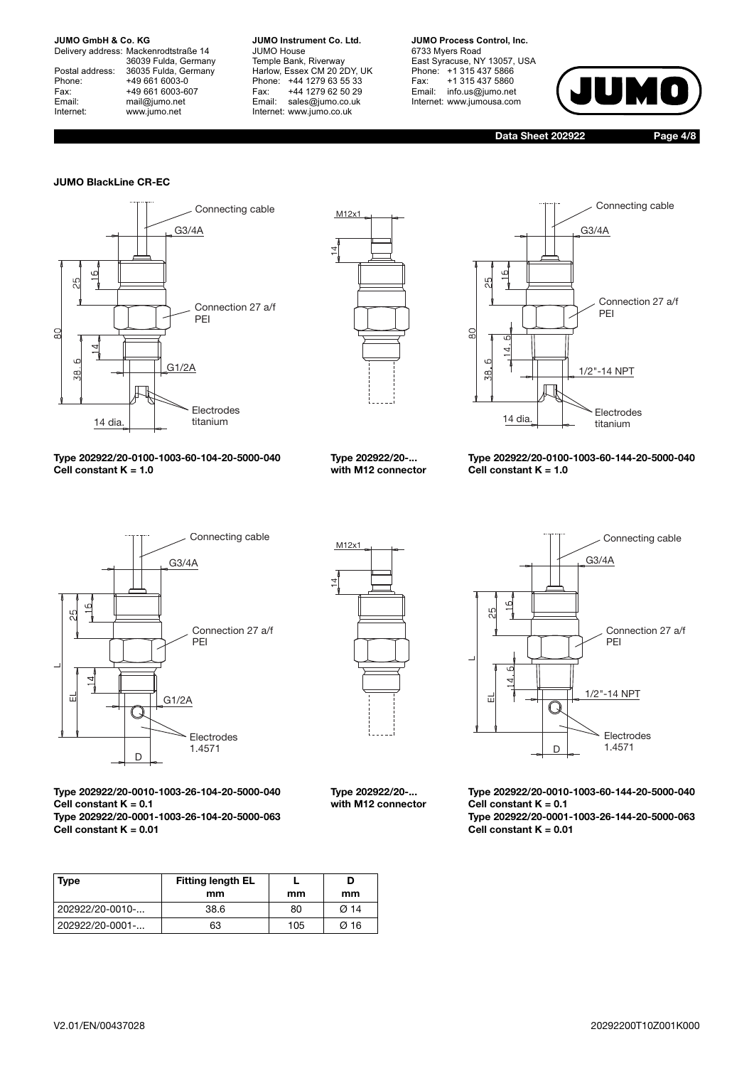## JUMO BlackLine CR-EC

Connecting cable
G3/4A
25
16
Connection 27 a/f
PEI
80
14
38.6
G1/2A
Electrodes titanium
14 dia.

**Type 202922/20-0100-1003-60-104-20-5000-040**
**Cell constant K = 1.0**

M12x1
14

**Type 202922/20-...**
**with M12 connector**

Connecting cable
G3/4A
25
16
Connection 27 a/f
PEI
80
14.6
38.6
1/2"-14 NPT
Electrodes titanium
14 dia.

**Type 202922/20-0100-1003-60-144-20-5000-040**
**Cell constant K = 1.0**

Connecting cable
G3/4A
25
16
Connection 27 a/f
PEI
L
14
EL
G1/2A
Electrodes 1.4571
D

**Type 202922/20-0010-1003-26-104-20-5000-040**
**Cell constant K = 0.1**
**Type 202922/20-0001-1003-26-104-20-5000-063**
**Cell constant K = 0.01**

M12x1
14

**Type 202922/20-...**
**with M12 connector**

Connecting cable
G3/4A
25
16
Connection 27 a/f
PEI
L
14.6
EL
1/2"-14 NPT
Electrodes 1.4571
D

**Type 202922/20-0010-1003-60-144-20-5000-040**
**Cell constant K = 0.1**
**Type 202922/20-0001-1003-26-144-20-5000-063**
**Cell constant K = 0.01**

| Type | Fitting length EL mm | L mm | D mm |
|---|---|---|---|
| 202922/20-0010-... | 38.6 | 80 | Ø 14 |
| 202922/20-0001-... | 63 | 105 | Ø 16 |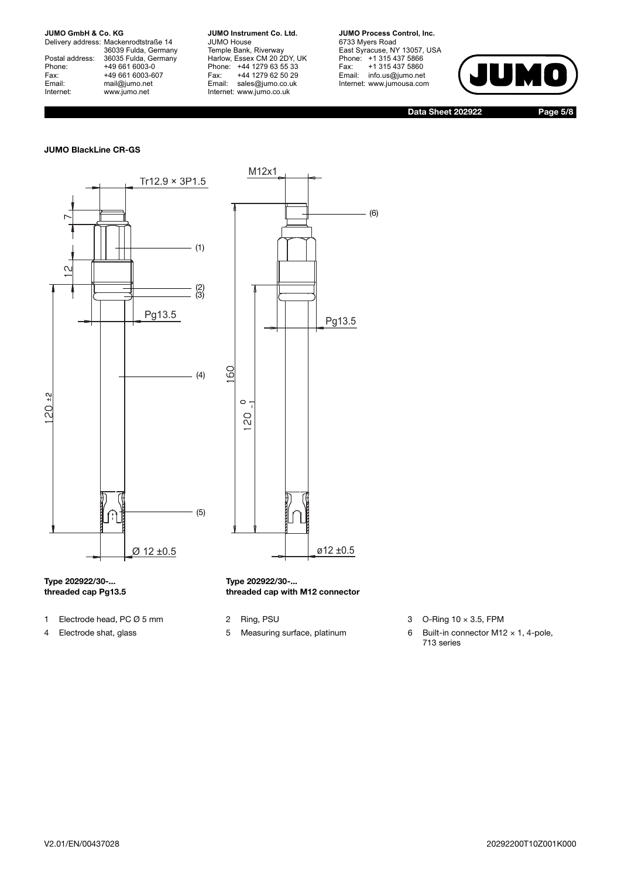### JUMO BlackLine CR-GS

Tr12.9 × 3P1.5

M12x1

7

12

(1)

(2)
(3)

(6)

Pg13.5

Pg13.5

(4)

160

$120^{\pm 2}$

$120^{\ 0}_{-1}$

(5)

Ø 12 ±0.5

ø12 ±0.5

**Type 202922/30-...**
**threaded cap Pg13.5**

**Type 202922/30-...**
**threaded cap with M12 connector**

1 Electrode head, PC Ø 5 mm
2 Ring, PSU
3 O-Ring 10 × 3.5, FPM
4 Electrode shat, glass
5 Measuring surface, platinum
6 Built-in connector M12 × 1, 4-pole, 713 series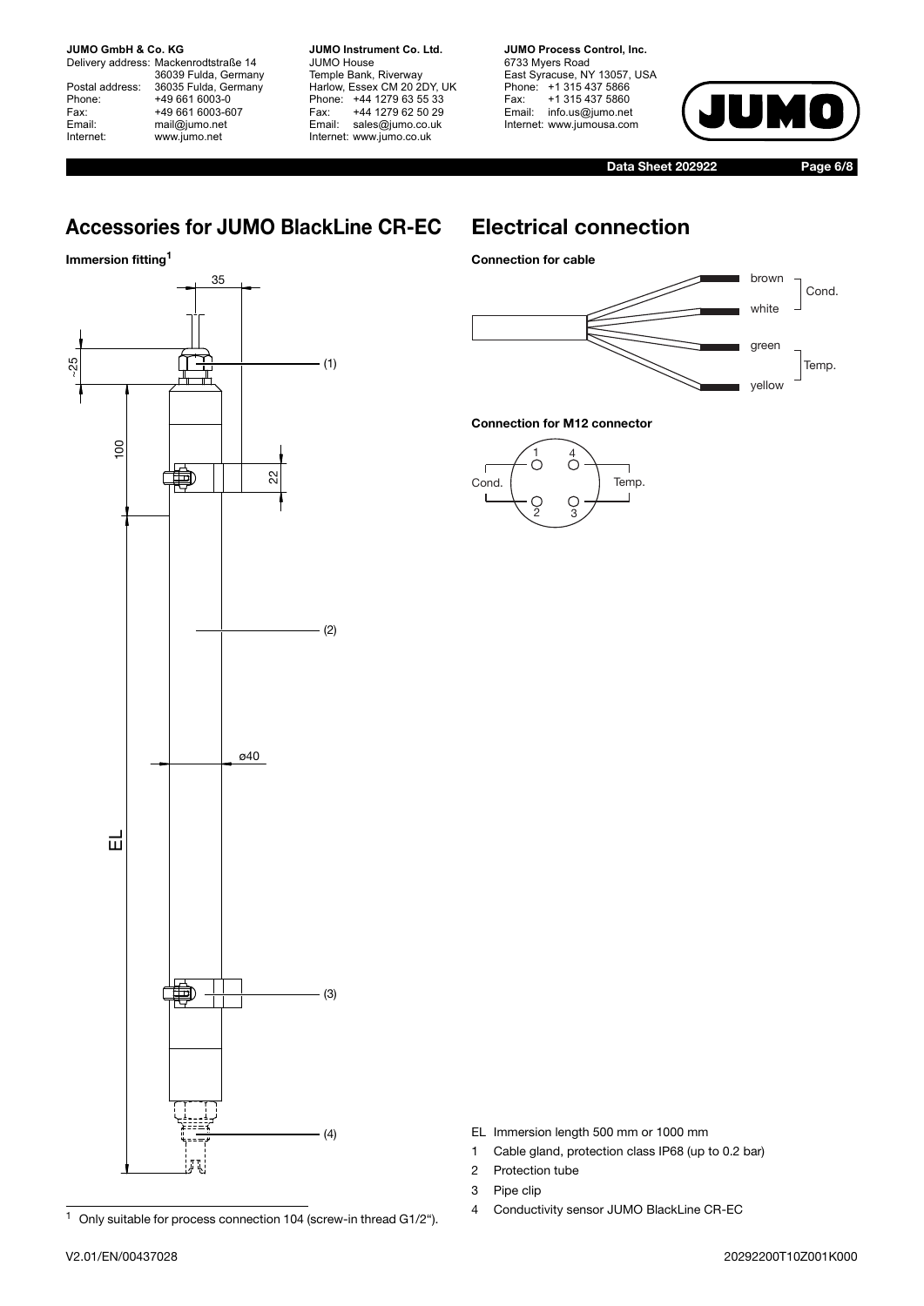## Accessories for JUMO BlackLine CR-EC

**Immersion fitting**[1]

EL Immersion length 500 mm or 1000 mm

1 Cable gland, protection class IP68 (up to 0.2 bar)

2 Protection tube

3 Pipe clip

4 Conductivity sensor JUMO BlackLine CR-EC

[1] Only suitable for process connection 104 (screw-in thread G1/2").

## Electrical connection

**Connection for cable**

| Wire | Function |
|---|---|
| brown | Cond. |
| white | Cond. |
| green | Temp. |
| yellow | Temp. |

**Connection for M12 connector**

| Pin | Function |
|---|---|
| 1, 2 | Cond. |
| 3, 4 | Temp. |

V2.01/EN/00437028

20292200T10Z001K000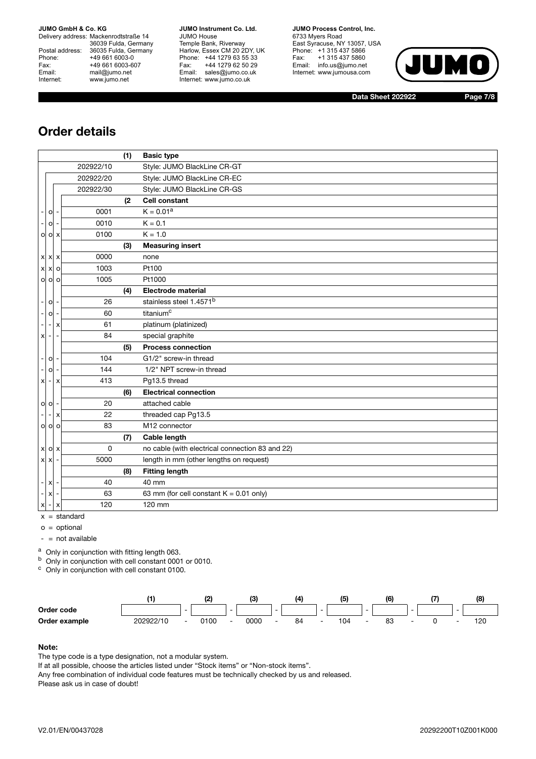## Order details

| 10 | 20 | 30 | Code | | Description |
|---|---|---|---|---|---|
| | | | | (1) | **Basic type** |
| | | | 202922/10 | | Style: JUMO BlackLine CR-GT |
| | | | 202922/20 | | Style: JUMO BlackLine CR-EC |
| | | | 202922/30 | | Style: JUMO BlackLine CR-GS |
| | | | | (2 | **Cell constant** |
| - | o | - | 0001 | | K = 0.01[a] |
| - | o | - | 0010 | | K = 0.1 |
| o | o | x | 0100 | | K = 1.0 |
| | | | | (3) | **Measuring insert** |
| x | x | x | 0000 | | none |
| x | x | o | 1003 | | Pt100 |
| o | o | o | 1005 | | Pt1000 |
| | | | | (4) | **Electrode material** |
| - | o | - | 26 | | stainless steel 1.4571[b] |
| - | o | - | 60 | | titanium[c] |
| - | - | x | 61 | | platinum (platinized) |
| x | - | - | 84 | | special graphite |
| | | | | (5) | **Process connection** |
| - | o | - | 104 | | G1/2" screw-in thread |
| - | o | - | 144 | | 1/2" NPT screw-in thread |
| x | - | x | 413 | | Pg13.5 thread |
| | | | | (6) | **Electrical connection** |
| o | o | - | 20 | | attached cable |
| - | - | x | 22 | | threaded cap Pg13.5 |
| o | o | o | 83 | | M12 connector |
| | | | | (7) | **Cable length** |
| x | o | x | 0 | | no cable (with electrical connection 83 and 22) |
| x | x | - | 5000 | | length in mm (other lengths on request) |
| | | | | (8) | **Fitting length** |
| - | x | - | 40 | | 40 mm |
| - | x | - | 63 | | 63 mm (for cell constant K = 0.01 only) |
| x | - | x | 120 | | 120 mm |

x = standard

o = optional

- = not available

[a] Only in conjunction with fitting length 063.
[b] Only in conjunction with cell constant 0001 or 0010.
[c] Only in conjunction with cell constant 0100.

| | (1) | | (2) | | (3) | | (4) | | (5) | | (6) | | (7) | | (8) |
|---|---|---|---|---|---|---|---|---|---|---|---|---|---|---|---|
| **Order code** | | - | | - | | - | | - | | - | | - | | - | |
| **Order example** | 202922/10 | - | 0100 | - | 0000 | - | 84 | - | 104 | - | 83 | - | 0 | - | 120 |

**Note:**

The type code is a type designation, not a modular system.
If at all possible, choose the articles listed under "Stock items" or "Non-stock items".
Any free combination of individual code features must be technically checked by us and released.
Please ask us in case of doubt!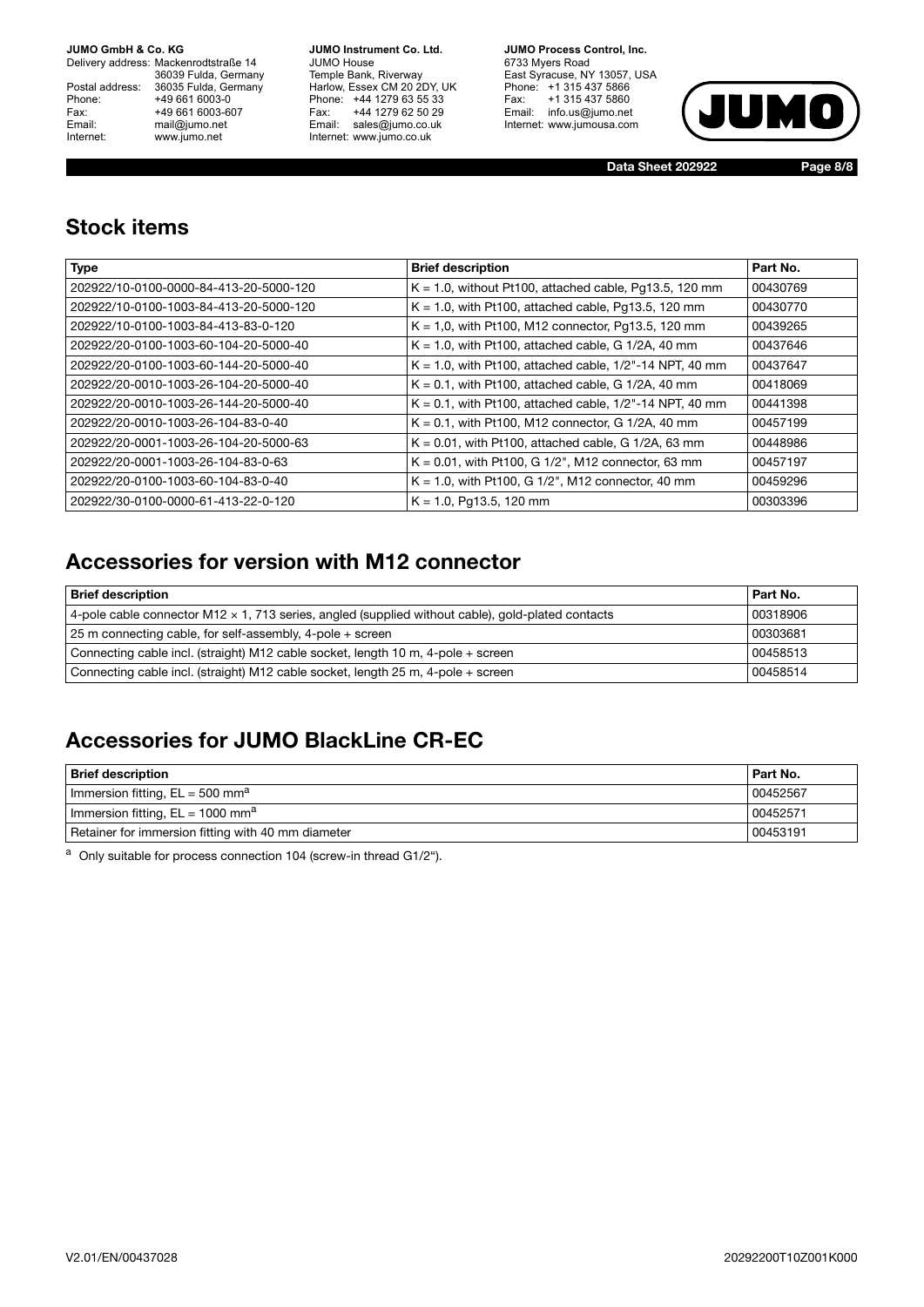## Stock items

| Type | Brief description | Part No. |
|---|---|---|
| 202922/10-0100-0000-84-413-20-5000-120 | K = 1.0, without Pt100, attached cable, Pg13.5, 120 mm | 00430769 |
| 202922/10-0100-1003-84-413-20-5000-120 | K = 1.0, with Pt100, attached cable, Pg13.5, 120 mm | 00430770 |
| 202922/10-0100-1003-84-413-83-0-120 | K = 1,0, with Pt100, M12 connector, Pg13.5, 120 mm | 00439265 |
| 202922/20-0100-1003-60-104-20-5000-40 | K = 1.0, with Pt100, attached cable, G 1/2A, 40 mm | 00437646 |
| 202922/20-0100-1003-60-144-20-5000-40 | K = 1.0, with Pt100, attached cable, 1/2"-14 NPT, 40 mm | 00437647 |
| 202922/20-0010-1003-26-104-20-5000-40 | K = 0.1, with Pt100, attached cable, G 1/2A, 40 mm | 00418069 |
| 202922/20-0010-1003-26-144-20-5000-40 | K = 0.1, with Pt100, attached cable, 1/2"-14 NPT, 40 mm | 00441398 |
| 202922/20-0010-1003-26-104-83-0-40 | K = 0.1, with Pt100, M12 connector, G 1/2A, 40 mm | 00457199 |
| 202922/20-0001-1003-26-104-20-5000-63 | K = 0.01, with Pt100, attached cable, G 1/2A, 63 mm | 00448986 |
| 202922/20-0001-1003-26-104-83-0-63 | K = 0.01, with Pt100, G 1/2", M12 connector, 63 mm | 00457197 |
| 202922/20-0100-1003-60-104-83-0-40 | K = 1.0, with Pt100, G 1/2", M12 connector, 40 mm | 00459296 |
| 202922/30-0100-0000-61-413-22-0-120 | K = 1.0, Pg13.5, 120 mm | 00303396 |

## Accessories for version with M12 connector

| Brief description | Part No. |
|---|---|
| 4-pole cable connector M12 × 1, 713 series, angled (supplied without cable), gold-plated contacts | 00318906 |
| 25 m connecting cable, for self-assembly, 4-pole + screen | 00303681 |
| Connecting cable incl. (straight) M12 cable socket, length 10 m, 4-pole + screen | 00458513 |
| Connecting cable incl. (straight) M12 cable socket, length 25 m, 4-pole + screen | 00458514 |

## Accessories for JUMO BlackLine CR-EC

| Brief description | Part No. |
|---|---|
| Immersion fitting, EL = 500 mm[a] | 00452567 |
| Immersion fitting, EL = 1000 mm[a] | 00452571 |
| Retainer for immersion fitting with 40 mm diameter | 00453191 |

[a] Only suitable for process connection 104 (screw-in thread G1/2").

V2.01/EN/00437028

20292200T10Z001K000